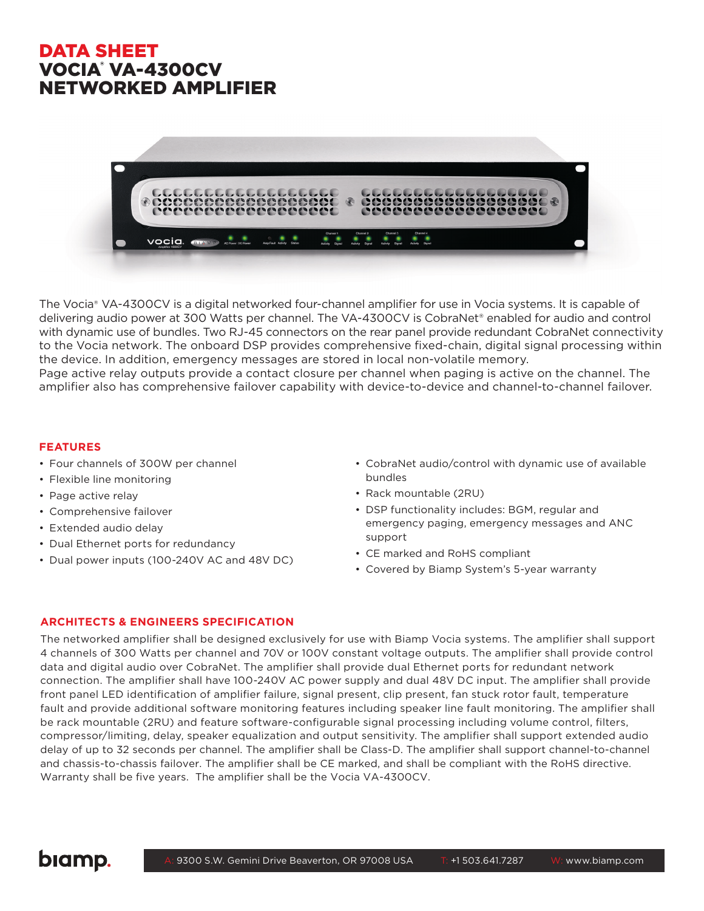# DATA SHEET
# VOCIA® VA-4300CV NETWORKED AMPLIFIER

The Vocia® VA-4300CV is a digital networked four-channel amplifier for use in Vocia systems. It is capable of delivering audio power at 300 Watts per channel. The VA-4300CV is CobraNet® enabled for audio and control with dynamic use of bundles. Two RJ-45 connectors on the rear panel provide redundant CobraNet connectivity to the Vocia network. The onboard DSP provides comprehensive fixed-chain, digital signal processing within the device. In addition, emergency messages are stored in local non-volatile memory.
Page active relay outputs provide a contact closure per channel when paging is active on the channel. The amplifier also has comprehensive failover capability with device-to-device and channel-to-channel failover.

## FEATURES

- Four channels of 300W per channel
- Flexible line monitoring
- Page active relay
- Comprehensive failover
- Extended audio delay
- Dual Ethernet ports for redundancy
- Dual power inputs (100-240V AC and 48V DC)
- CobraNet audio/control with dynamic use of available bundles
- Rack mountable (2RU)
- DSP functionality includes: BGM, regular and emergency paging, emergency messages and ANC support
- CE marked and RoHS compliant
- Covered by Biamp System's 5-year warranty

## ARCHITECTS & ENGINEERS SPECIFICATION

The networked amplifier shall be designed exclusively for use with Biamp Vocia systems. The amplifier shall support 4 channels of 300 Watts per channel and 70V or 100V constant voltage outputs. The amplifier shall provide control data and digital audio over CobraNet. The amplifier shall provide dual Ethernet ports for redundant network connection. The amplifier shall have 100-240V AC power supply and dual 48V DC input. The amplifier shall provide front panel LED identification of amplifier failure, signal present, clip present, fan stuck rotor fault, temperature fault and provide additional software monitoring features including speaker line fault monitoring. The amplifier shall be rack mountable (2RU) and feature software-configurable signal processing including volume control, filters, compressor/limiting, delay, speaker equalization and output sensitivity. The amplifier shall support extended audio delay of up to 32 seconds per channel. The amplifier shall be Class-D. The amplifier shall support channel-to-channel and chassis-to-chassis failover. The amplifier shall be CE marked, and shall be compliant with the RoHS directive. Warranty shall be five years. The amplifier shall be the Vocia VA-4300CV.

biamp.

A: 9300 S.W. Gemini Drive Beaverton, OR 97008 USA T: +1 503.641.7287 W: www.biamp.com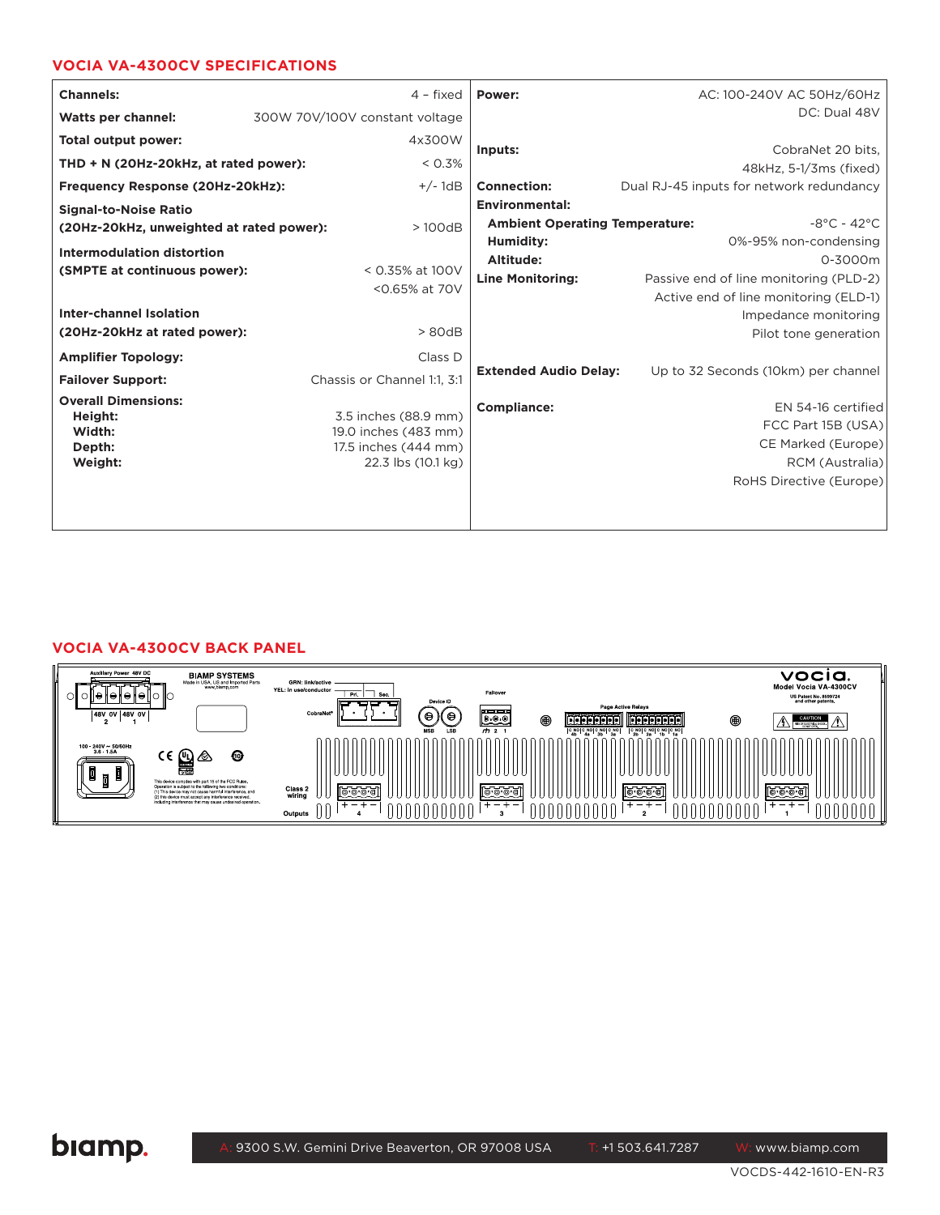## VOCIA VA-4300CV SPECIFICATIONS

| | |
|---|---|
| **Channels:** | 4 – fixed |
| **Watts per channel:** | 300W 70V/100V constant voltage |
| **Total output power:** | 4x300W |
| **THD + N (20Hz-20kHz, at rated power):** | < 0.3% |
| **Frequency Response (20Hz-20kHz):** | +/- 1dB |
| **Signal-to-Noise Ratio (20Hz-20kHz, unweighted at rated power):** | > 100dB |
| **Intermodulation distortion (SMPTE at continuous power):** | < 0.35% at 100V <0.65% at 70V |
| **Inter-channel Isolation (20Hz-20kHz at rated power):** | > 80dB |
| **Amplifier Topology:** | Class D |
| **Failover Support:** | Chassis or Channel 1:1, 3:1 |
| **Overall Dimensions:** | |
| **Height:** | 3.5 inches (88.9 mm) |
| **Width:** | 19.0 inches (483 mm) |
| **Depth:** | 17.5 inches (444 mm) |
| **Weight:** | 22.3 lbs (10.1 kg) |

| | |
|---|---|
| **Power:** | AC: 100-240V AC 50Hz/60Hz DC: Dual 48V |
| **Inputs:** | CobraNet 20 bits, 48kHz, 5-1/3ms (fixed) |
| **Connection:** | Dual RJ-45 inputs for network redundancy |
| **Environmental:** | |
| **Ambient Operating Temperature:** | -8°C - 42°C |
| **Humidity:** | 0%-95% non-condensing |
| **Altitude:** | 0-3000m |
| **Line Monitoring:** | Passive end of line monitoring (PLD-2) Active end of line monitoring (ELD-1) Impedance monitoring Pilot tone generation |
| **Extended Audio Delay:** | Up to 32 Seconds (10km) per channel |
| **Compliance:** | EN 54-16 certified FCC Part 15B (USA) CE Marked (Europe) RCM (Australia) RoHS Directive (Europe) |

## VOCIA VA-4300CV BACK PANEL

Auxiliary Power 48V DC
48V 0V 48V 0V
2 1
BIAMP SYSTEMS
Made in USA, US and Imported Parts
www.biamp.com
GRN: link/active
YEL: in use/conductor
Pri. Sec.
CobraNet®
Device ID
MSB LSB
Failover
2 1
Page Active Relays
C NO C NO C NO C NO C NO C NO C NO C NO
4b 4a 3b 3a 2b 2a 1b 1a
vocia.
Model Vocia VA-4300CV
US Patent No. 8559724
and other patents.
CAUTION
100 - 240V ~ 50/60Hz
3.6 - 1.5A
This device complies with part 15 of the FCC Rules. Operation is subject to the following two conditions: (1) This device may not cause harmful interference, and (2) this device must accept any interference received, including interference that may cause undesired operation.
Class 2 wiring
Outputs
4 3 2 1

biamp.

A: 9300 S.W. Gemini Drive Beaverton, OR 97008 USA T: +1 503.641.7287 W: www.biamp.com

VOCDS-442-1610-EN-R3